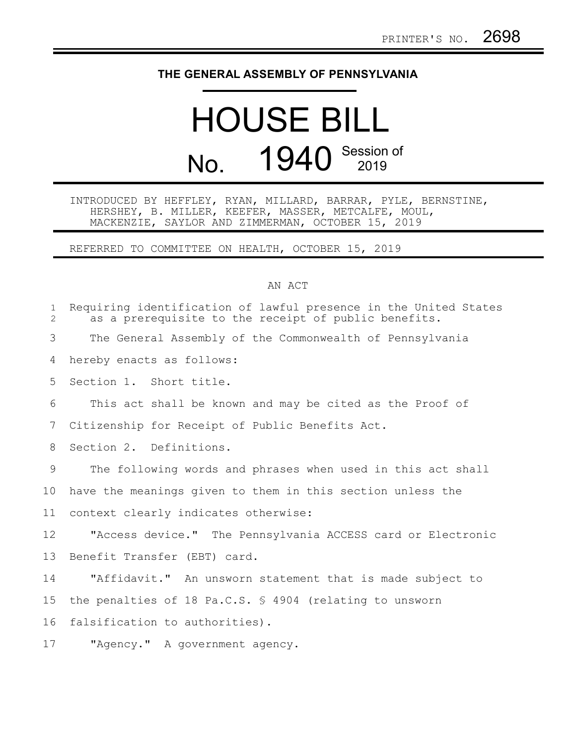PRINTER'S NO. 2698

# THE GENERAL ASSEMBLY OF PENNSYLVANIA

# HOUSE BILL

## No. 1940 Session of 2019

INTRODUCED BY HEFFLEY, RYAN, MILLARD, BARRAR, PYLE, BERNSTINE, HERSHEY, B. MILLER, KEEFER, MASSER, METCALFE, MOUL, MACKENZIE, SAYLOR AND ZIMMERMAN, OCTOBER 15, 2019

REFERRED TO COMMITTEE ON HEALTH, OCTOBER 15, 2019

AN ACT

Requiring identification of lawful presence in the United States as a prerequisite to the receipt of public benefits.

The General Assembly of the Commonwealth of Pennsylvania hereby enacts as follows:

Section 1. Short title.

This act shall be known and may be cited as the Proof of Citizenship for Receipt of Public Benefits Act.

Section 2. Definitions.

The following words and phrases when used in this act shall have the meanings given to them in this section unless the context clearly indicates otherwise:

"Access device." The Pennsylvania ACCESS card or Electronic Benefit Transfer (EBT) card.

"Affidavit." An unsworn statement that is made subject to the penalties of 18 Pa.C.S. § 4904 (relating to unsworn falsification to authorities).

"Agency." A government agency.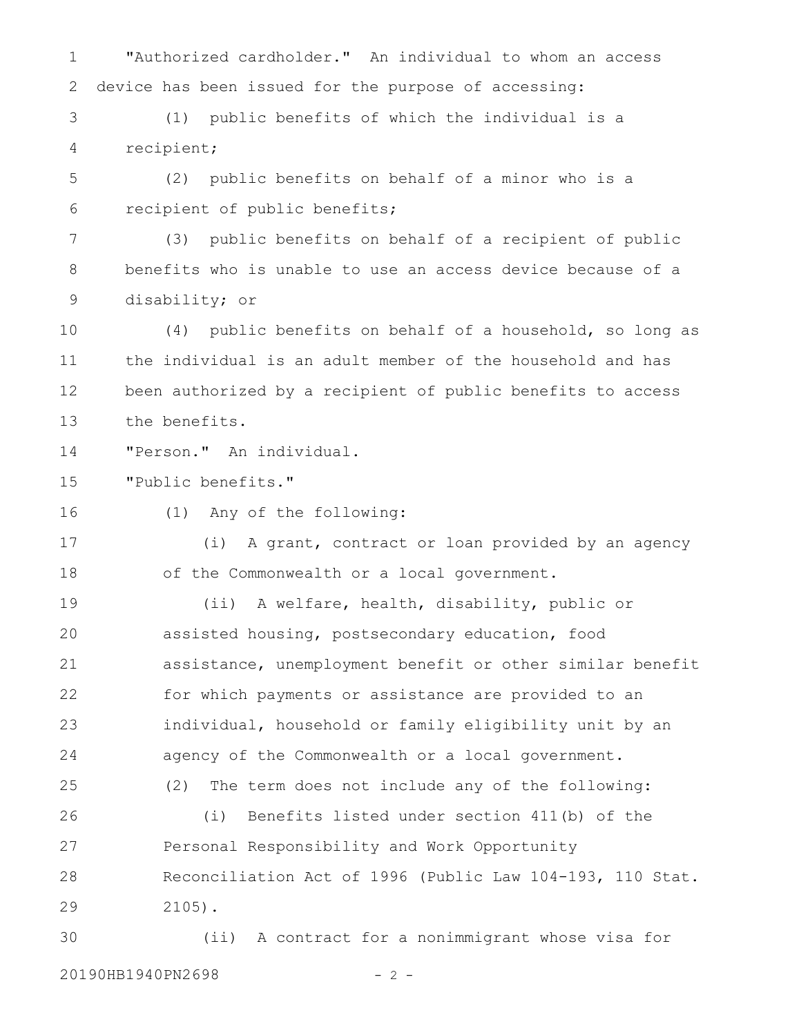"Authorized cardholder." An individual to whom an access device has been issued for the purpose of accessing:

(1) public benefits of which the individual is a recipient;

(2) public benefits on behalf of a minor who is a recipient of public benefits;

(3) public benefits on behalf of a recipient of public benefits who is unable to use an access device because of a disability; or

(4) public benefits on behalf of a household, so long as the individual is an adult member of the household and has been authorized by a recipient of public benefits to access the benefits.

"Person." An individual.

"Public benefits."

(1) Any of the following:

(i) A grant, contract or loan provided by an agency of the Commonwealth or a local government.

(ii) A welfare, health, disability, public or assisted housing, postsecondary education, food assistance, unemployment benefit or other similar benefit for which payments or assistance are provided to an individual, household or family eligibility unit by an agency of the Commonwealth or a local government.

(2) The term does not include any of the following:

(i) Benefits listed under section 411(b) of the Personal Responsibility and Work Opportunity Reconciliation Act of 1996 (Public Law 104-193, 110 Stat. 2105).

(ii) A contract for a nonimmigrant whose visa for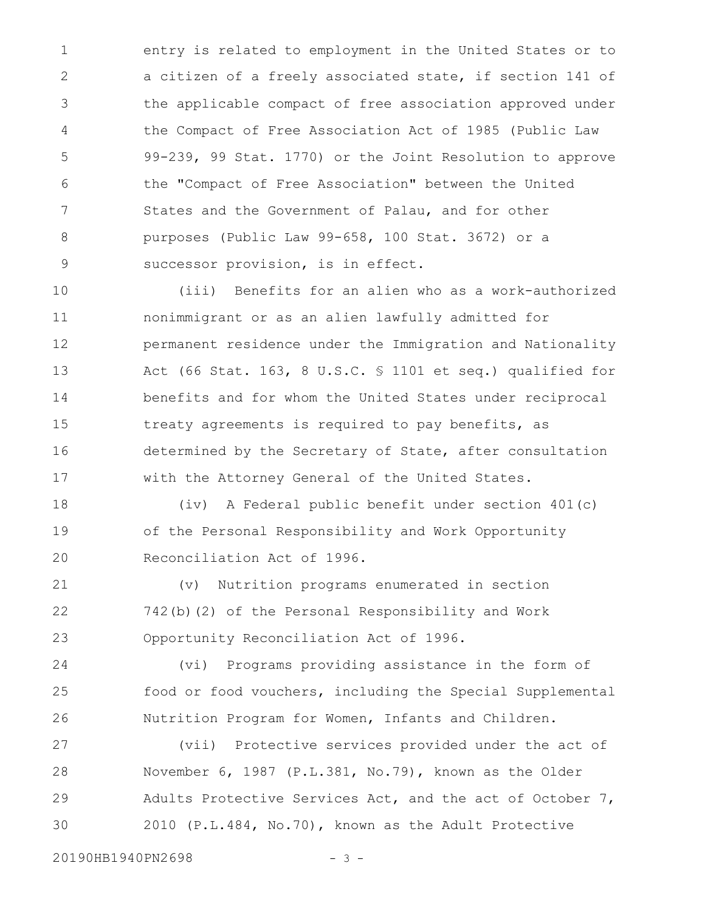entry is related to employment in the United States or to a citizen of a freely associated state, if section 141 of the applicable compact of free association approved under the Compact of Free Association Act of 1985 (Public Law 99-239, 99 Stat. 1770) or the Joint Resolution to approve the "Compact of Free Association" between the United States and the Government of Palau, and for other purposes (Public Law 99-658, 100 Stat. 3672) or a successor provision, is in effect.

(iii) Benefits for an alien who as a work-authorized nonimmigrant or as an alien lawfully admitted for permanent residence under the Immigration and Nationality Act (66 Stat. 163, 8 U.S.C. § 1101 et seq.) qualified for benefits and for whom the United States under reciprocal treaty agreements is required to pay benefits, as determined by the Secretary of State, after consultation with the Attorney General of the United States.

(iv) A Federal public benefit under section 401(c) of the Personal Responsibility and Work Opportunity Reconciliation Act of 1996.

(v) Nutrition programs enumerated in section 742(b)(2) of the Personal Responsibility and Work Opportunity Reconciliation Act of 1996.

(vi) Programs providing assistance in the form of food or food vouchers, including the Special Supplemental Nutrition Program for Women, Infants and Children.

(vii) Protective services provided under the act of November 6, 1987 (P.L.381, No.79), known as the Older Adults Protective Services Act, and the act of October 7, 2010 (P.L.484, No.70), known as the Adult Protective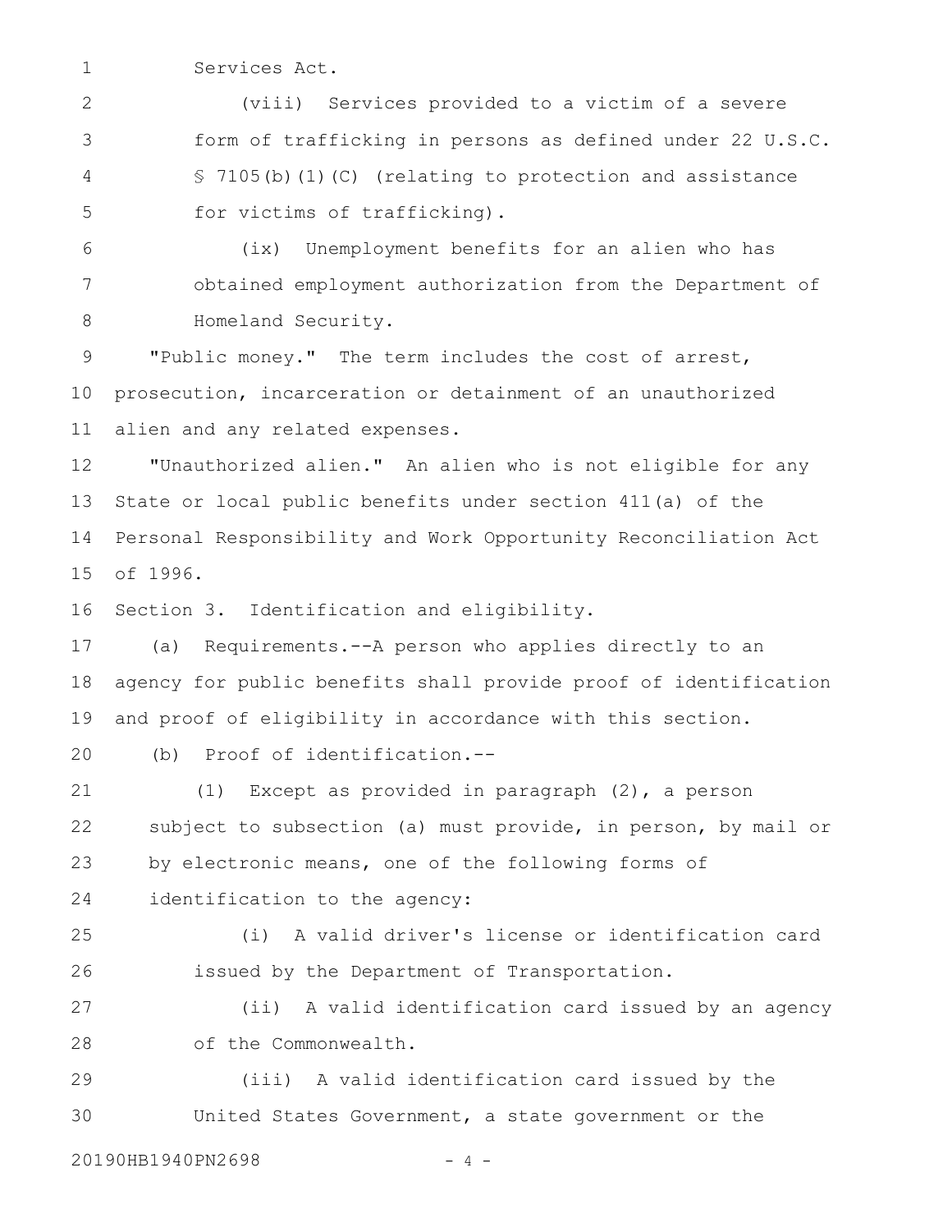Services Act.

(viii) Services provided to a victim of a severe form of trafficking in persons as defined under 22 U.S.C. § 7105(b)(1)(C) (relating to protection and assistance for victims of trafficking).

(ix) Unemployment benefits for an alien who has obtained employment authorization from the Department of Homeland Security.

"Public money." The term includes the cost of arrest, prosecution, incarceration or detainment of an unauthorized alien and any related expenses.

"Unauthorized alien." An alien who is not eligible for any State or local public benefits under section 411(a) of the Personal Responsibility and Work Opportunity Reconciliation Act of 1996.

Section 3. Identification and eligibility.

(a) Requirements.--A person who applies directly to an agency for public benefits shall provide proof of identification and proof of eligibility in accordance with this section.

(b) Proof of identification.--

(1) Except as provided in paragraph (2), a person subject to subsection (a) must provide, in person, by mail or by electronic means, one of the following forms of identification to the agency:

(i) A valid driver's license or identification card issued by the Department of Transportation.

(ii) A valid identification card issued by an agency of the Commonwealth.

(iii) A valid identification card issued by the United States Government, a state government or the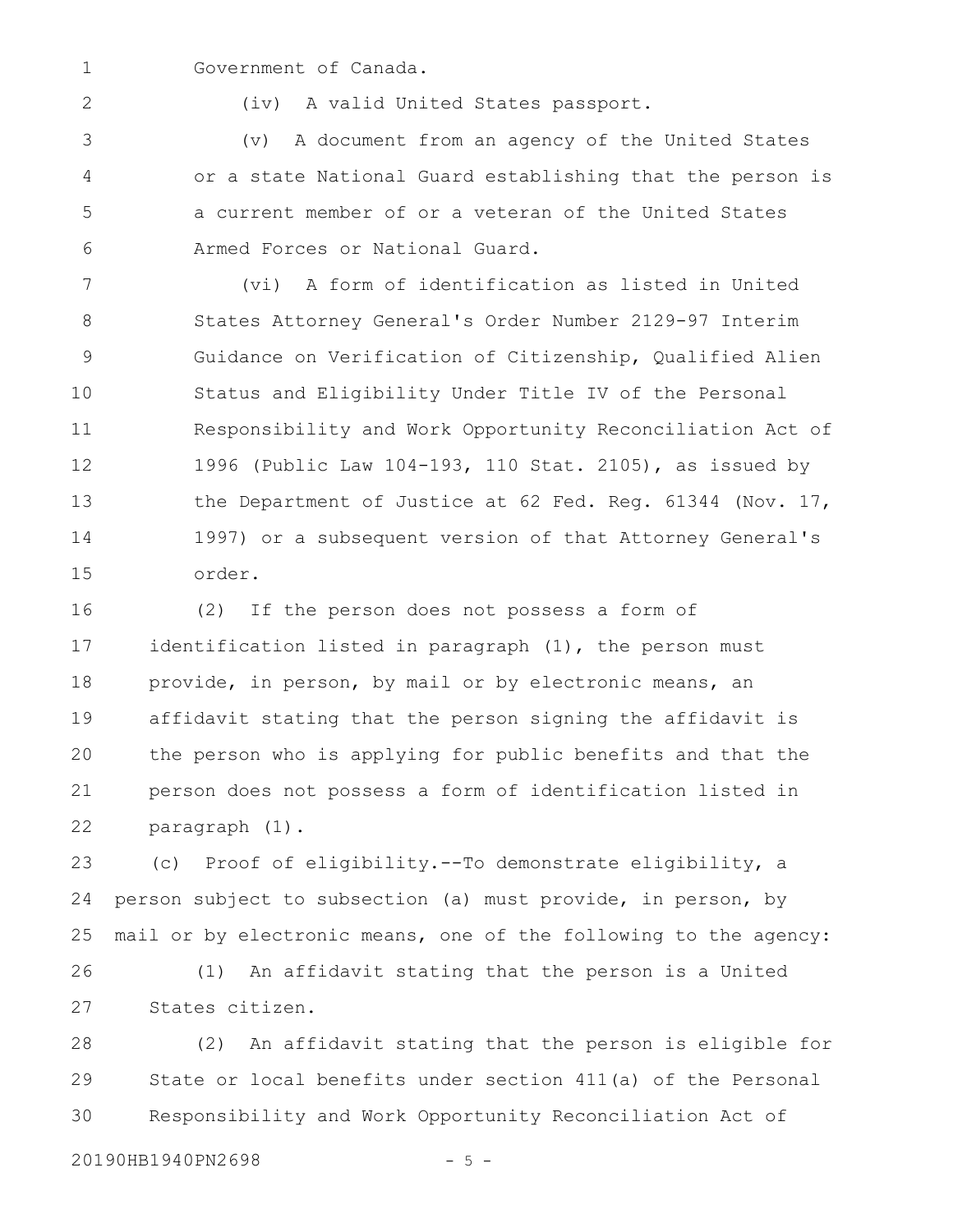Government of Canada.

(iv) A valid United States passport.

(v) A document from an agency of the United States or a state National Guard establishing that the person is a current member of or a veteran of the United States Armed Forces or National Guard.

(vi) A form of identification as listed in United States Attorney General's Order Number 2129-97 Interim Guidance on Verification of Citizenship, Qualified Alien Status and Eligibility Under Title IV of the Personal Responsibility and Work Opportunity Reconciliation Act of 1996 (Public Law 104-193, 110 Stat. 2105), as issued by the Department of Justice at 62 Fed. Reg. 61344 (Nov. 17, 1997) or a subsequent version of that Attorney General's order.

(2) If the person does not possess a form of identification listed in paragraph (1), the person must provide, in person, by mail or by electronic means, an affidavit stating that the person signing the affidavit is the person who is applying for public benefits and that the person does not possess a form of identification listed in paragraph (1).

(c) Proof of eligibility.--To demonstrate eligibility, a person subject to subsection (a) must provide, in person, by mail or by electronic means, one of the following to the agency:

(1) An affidavit stating that the person is a United States citizen.

(2) An affidavit stating that the person is eligible for State or local benefits under section 411(a) of the Personal Responsibility and Work Opportunity Reconciliation Act of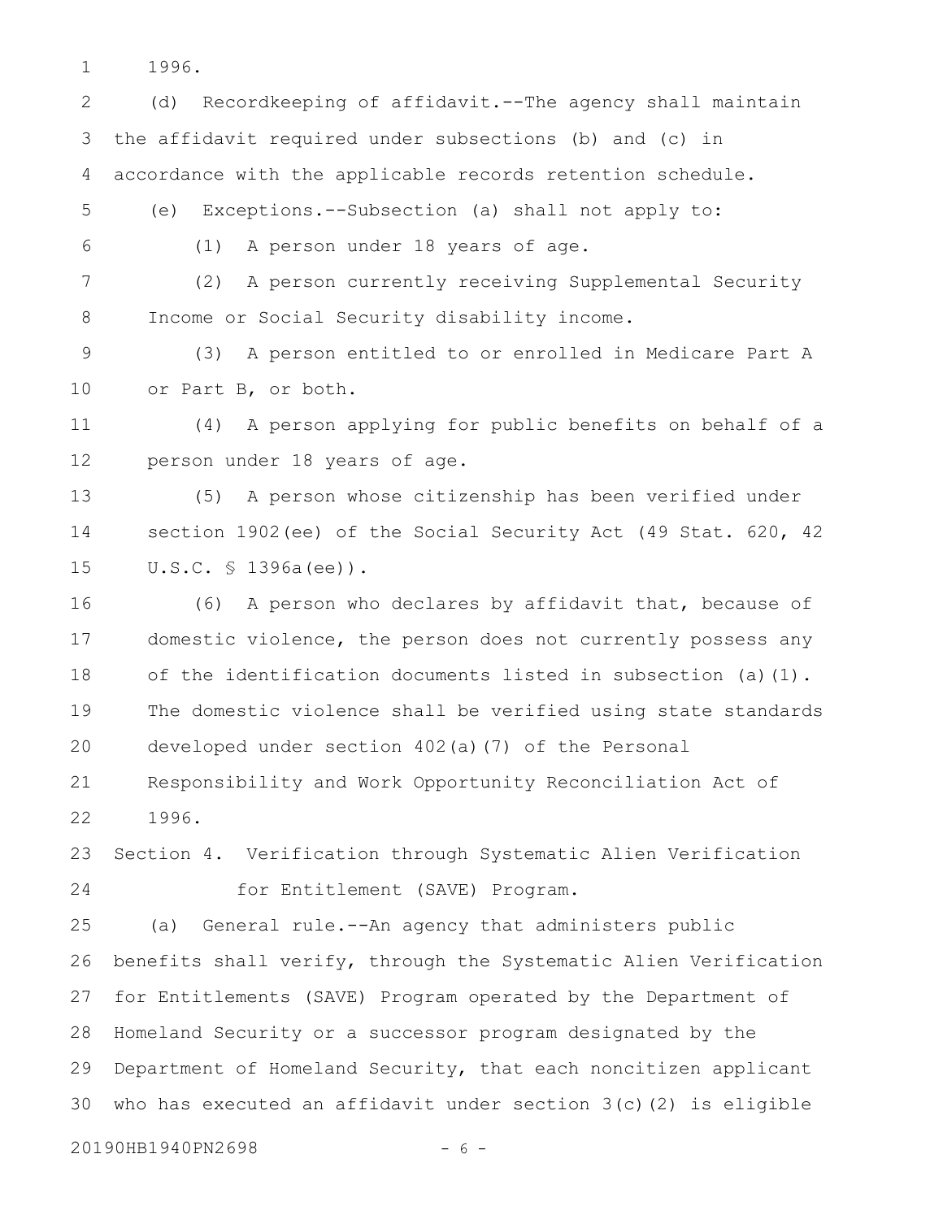1996.

(d) Recordkeeping of affidavit.--The agency shall maintain the affidavit required under subsections (b) and (c) in accordance with the applicable records retention schedule.

(e) Exceptions.--Subsection (a) shall not apply to:

(1) A person under 18 years of age.

(2) A person currently receiving Supplemental Security Income or Social Security disability income.

(3) A person entitled to or enrolled in Medicare Part A or Part B, or both.

(4) A person applying for public benefits on behalf of a person under 18 years of age.

(5) A person whose citizenship has been verified under section 1902(ee) of the Social Security Act (49 Stat. 620, 42 U.S.C. § 1396a(ee)).

(6) A person who declares by affidavit that, because of domestic violence, the person does not currently possess any of the identification documents listed in subsection (a)(1). The domestic violence shall be verified using state standards developed under section 402(a)(7) of the Personal Responsibility and Work Opportunity Reconciliation Act of 1996.

Section 4. Verification through Systematic Alien Verification for Entitlement (SAVE) Program.

(a) General rule.--An agency that administers public benefits shall verify, through the Systematic Alien Verification for Entitlements (SAVE) Program operated by the Department of Homeland Security or a successor program designated by the Department of Homeland Security, that each noncitizen applicant who has executed an affidavit under section 3(c)(2) is eligible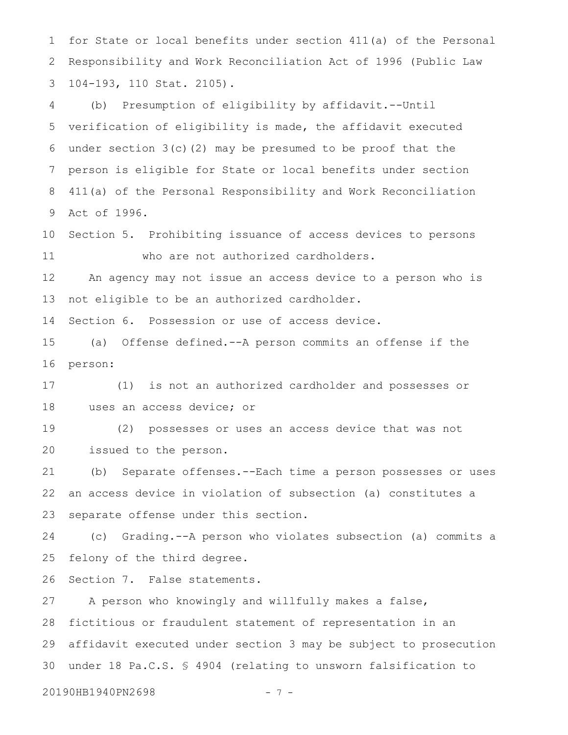for State or local benefits under section 411(a) of the Personal Responsibility and Work Reconciliation Act of 1996 (Public Law 104-193, 110 Stat. 2105).

(b) Presumption of eligibility by affidavit.--Until verification of eligibility is made, the affidavit executed under section 3(c)(2) may be presumed to be proof that the person is eligible for State or local benefits under section 411(a) of the Personal Responsibility and Work Reconciliation Act of 1996.

Section 5. Prohibiting issuance of access devices to persons who are not authorized cardholders.

An agency may not issue an access device to a person who is not eligible to be an authorized cardholder.

Section 6. Possession or use of access device.

(a) Offense defined.--A person commits an offense if the person:

(1) is not an authorized cardholder and possesses or uses an access device; or

(2) possesses or uses an access device that was not issued to the person.

(b) Separate offenses.--Each time a person possesses or uses an access device in violation of subsection (a) constitutes a separate offense under this section.

(c) Grading.--A person who violates subsection (a) commits a felony of the third degree.

Section 7. False statements.

A person who knowingly and willfully makes a false, fictitious or fraudulent statement of representation in an affidavit executed under section 3 may be subject to prosecution under 18 Pa.C.S. § 4904 (relating to unsworn falsification to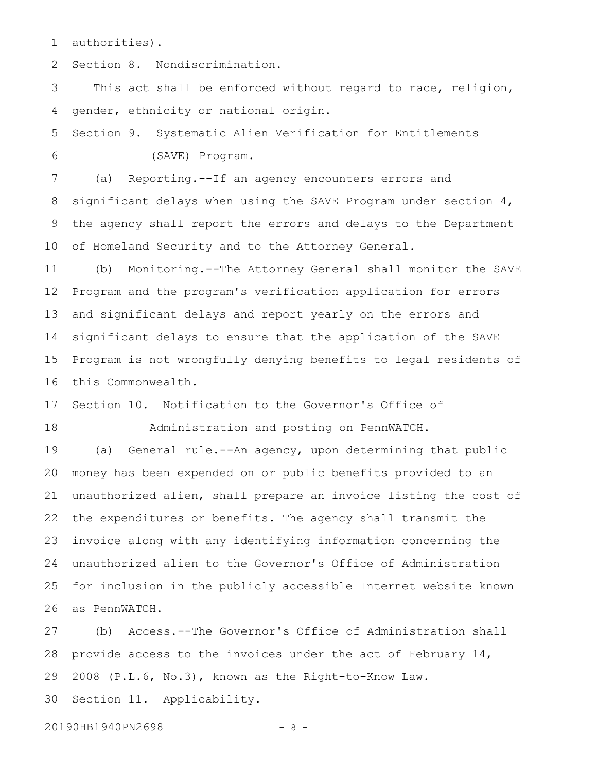authorities).

Section 8. Nondiscrimination.

This act shall be enforced without regard to race, religion, gender, ethnicity or national origin.

Section 9. Systematic Alien Verification for Entitlements (SAVE) Program.

(a) Reporting.--If an agency encounters errors and significant delays when using the SAVE Program under section 4, the agency shall report the errors and delays to the Department of Homeland Security and to the Attorney General.

(b) Monitoring.--The Attorney General shall monitor the SAVE Program and the program's verification application for errors and significant delays and report yearly on the errors and significant delays to ensure that the application of the SAVE Program is not wrongfully denying benefits to legal residents of this Commonwealth.

Section 10. Notification to the Governor's Office of Administration and posting on PennWATCH.

(a) General rule.--An agency, upon determining that public money has been expended on or public benefits provided to an unauthorized alien, shall prepare an invoice listing the cost of the expenditures or benefits. The agency shall transmit the invoice along with any identifying information concerning the unauthorized alien to the Governor's Office of Administration for inclusion in the publicly accessible Internet website known as PennWATCH.

(b) Access.--The Governor's Office of Administration shall provide access to the invoices under the act of February 14, 2008 (P.L.6, No.3), known as the Right-to-Know Law.

Section 11. Applicability.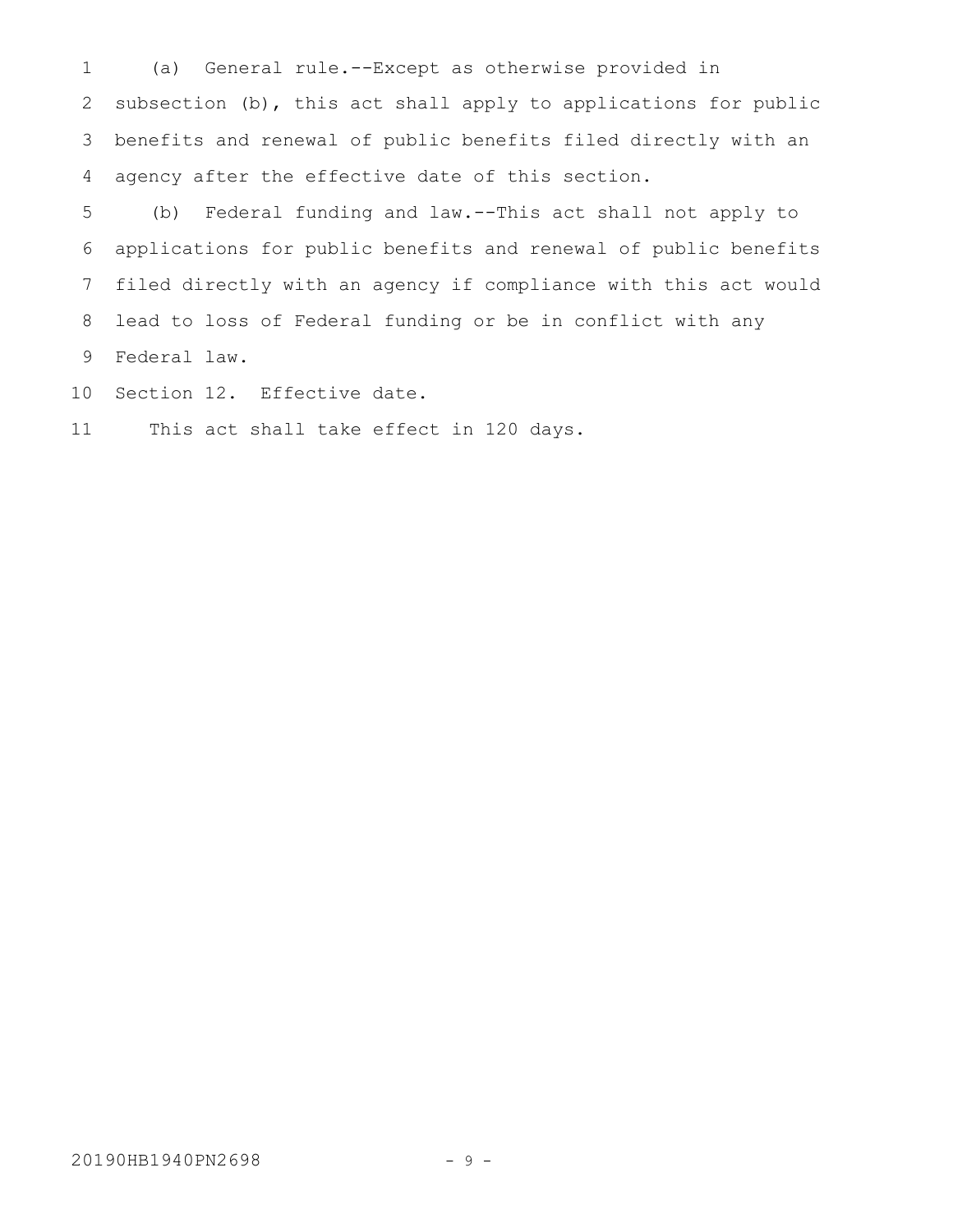(a) General rule.--Except as otherwise provided in subsection (b), this act shall apply to applications for public benefits and renewal of public benefits filed directly with an agency after the effective date of this section.

(b) Federal funding and law.--This act shall not apply to applications for public benefits and renewal of public benefits filed directly with an agency if compliance with this act would lead to loss of Federal funding or be in conflict with any Federal law.

Section 12. Effective date.

This act shall take effect in 120 days.